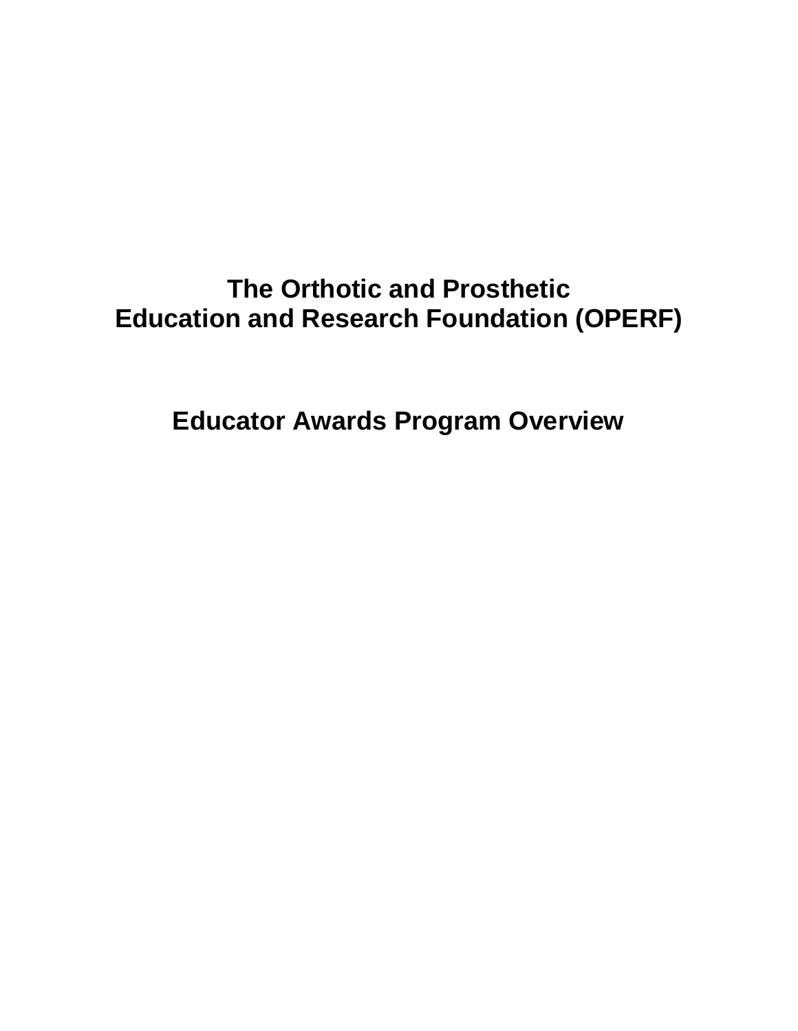# The Orthotic and Prosthetic Education and Research Foundation (OPERF)

## Educator Awards Program Overview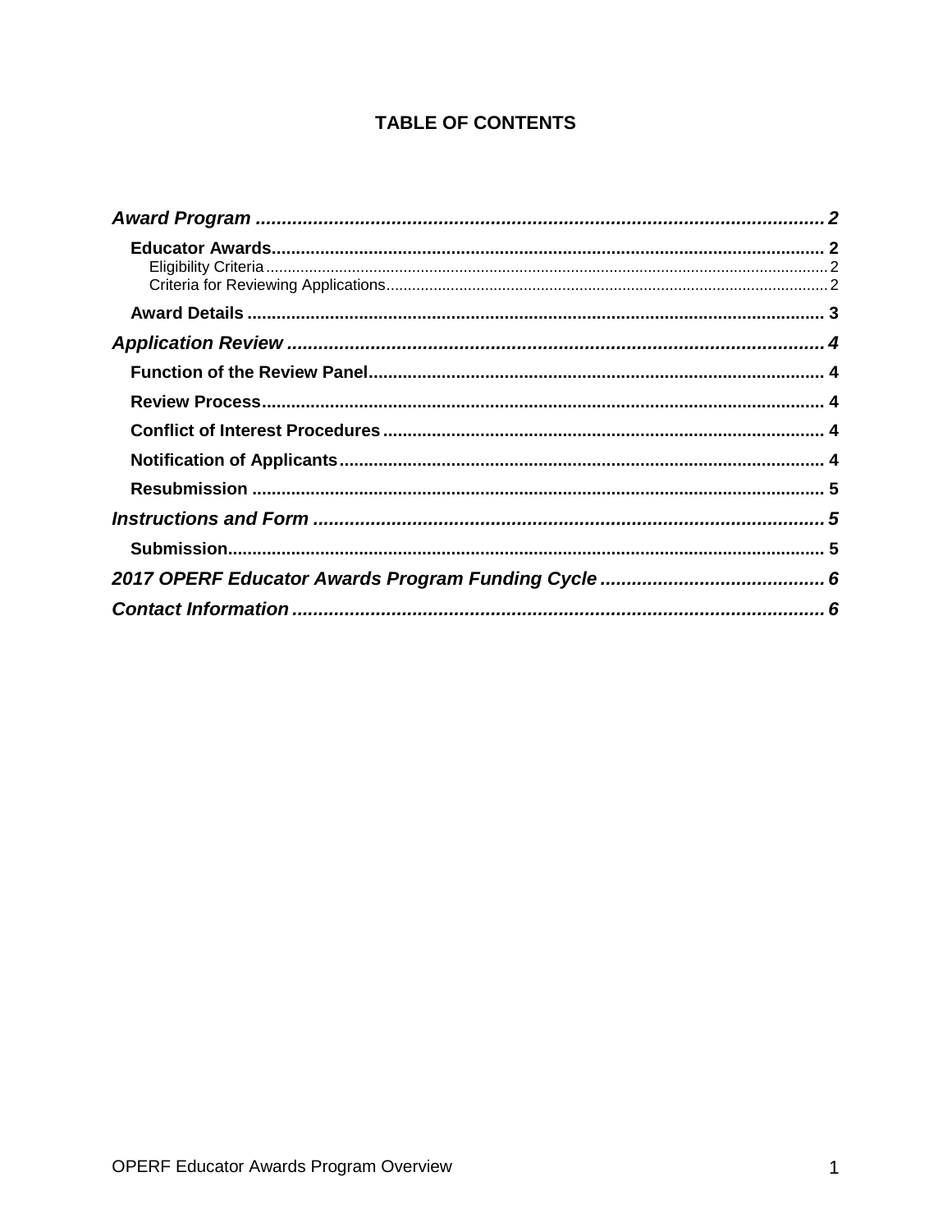# TABLE OF CONTENTS

*Award Program* ........................................................................................... 2

- **Educator Awards** ................................................................................. 2
  - Eligibility Criteria ............................................................................ 2
  - Criteria for Reviewing Applications ................................................. 2
- **Award Details** ...................................................................................... 3

*Application Review* ...................................................................................... 4

- **Function of the Review Panel** ............................................................. 4
- **Review Process** .................................................................................... 4
- **Conflict of Interest Procedures** ............................................................ 4
- **Notification of Applicants** .................................................................... 4
- **Resubmission** ...................................................................................... 5

*Instructions and Form* ................................................................................. 5

- **Submission** .......................................................................................... 5

*2017 OPERF Educator Awards Program Funding Cycle* ............................... 6

*Contact Information* ..................................................................................... 6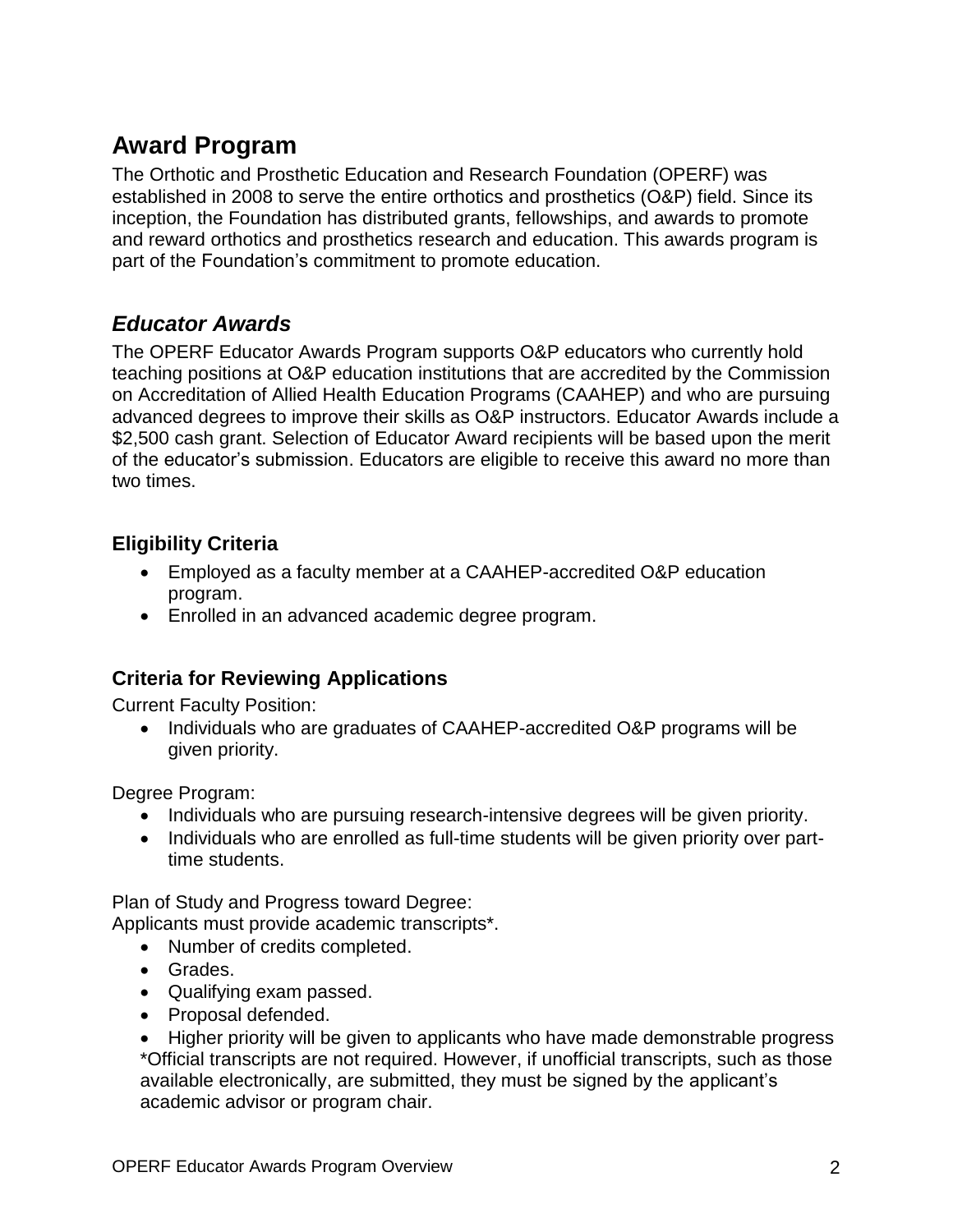# Award Program

The Orthotic and Prosthetic Education and Research Foundation (OPERF) was established in 2008 to serve the entire orthotics and prosthetics (O&P) field. Since its inception, the Foundation has distributed grants, fellowships, and awards to promote and reward orthotics and prosthetics research and education. This awards program is part of the Foundation's commitment to promote education.

## *Educator Awards*

The OPERF Educator Awards Program supports O&P educators who currently hold teaching positions at O&P education institutions that are accredited by the Commission on Accreditation of Allied Health Education Programs (CAAHEP) and who are pursuing advanced degrees to improve their skills as O&P instructors. Educator Awards include a $2,500 cash grant. Selection of Educator Award recipients will be based upon the merit of the educator's submission. Educators are eligible to receive this award no more than two times.

### Eligibility Criteria

- Employed as a faculty member at a CAAHEP-accredited O&P education program.
- Enrolled in an advanced academic degree program.

### Criteria for Reviewing Applications

Current Faculty Position:

- Individuals who are graduates of CAAHEP-accredited O&P programs will be given priority.

Degree Program:

- Individuals who are pursuing research-intensive degrees will be given priority.
- Individuals who are enrolled as full-time students will be given priority over part-time students.

Plan of Study and Progress toward Degree:
Applicants must provide academic transcripts*.

- Number of credits completed.
- Grades.
- Qualifying exam passed.
- Proposal defended.
- Higher priority will be given to applicants who have made demonstrable progress

*Official transcripts are not required. However, if unofficial transcripts, such as those available electronically, are submitted, they must be signed by the applicant's academic advisor or program chair.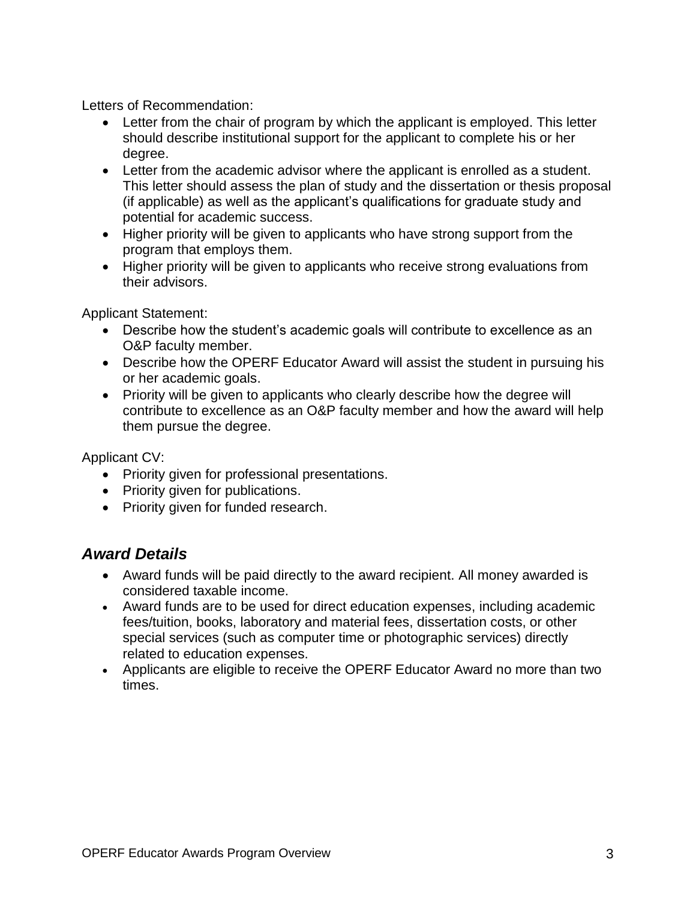Letters of Recommendation:

- Letter from the chair of program by which the applicant is employed. This letter should describe institutional support for the applicant to complete his or her degree.
- Letter from the academic advisor where the applicant is enrolled as a student. This letter should assess the plan of study and the dissertation or thesis proposal (if applicable) as well as the applicant's qualifications for graduate study and potential for academic success.
- Higher priority will be given to applicants who have strong support from the program that employs them.
- Higher priority will be given to applicants who receive strong evaluations from their advisors.

Applicant Statement:

- Describe how the student's academic goals will contribute to excellence as an O&P faculty member.
- Describe how the OPERF Educator Award will assist the student in pursuing his or her academic goals.
- Priority will be given to applicants who clearly describe how the degree will contribute to excellence as an O&P faculty member and how the award will help them pursue the degree.

Applicant CV:

- Priority given for professional presentations.
- Priority given for publications.
- Priority given for funded research.

## *Award Details*

- Award funds will be paid directly to the award recipient. All money awarded is considered taxable income.
- Award funds are to be used for direct education expenses, including academic fees/tuition, books, laboratory and material fees, dissertation costs, or other special services (such as computer time or photographic services) directly related to education expenses.
- Applicants are eligible to receive the OPERF Educator Award no more than two times.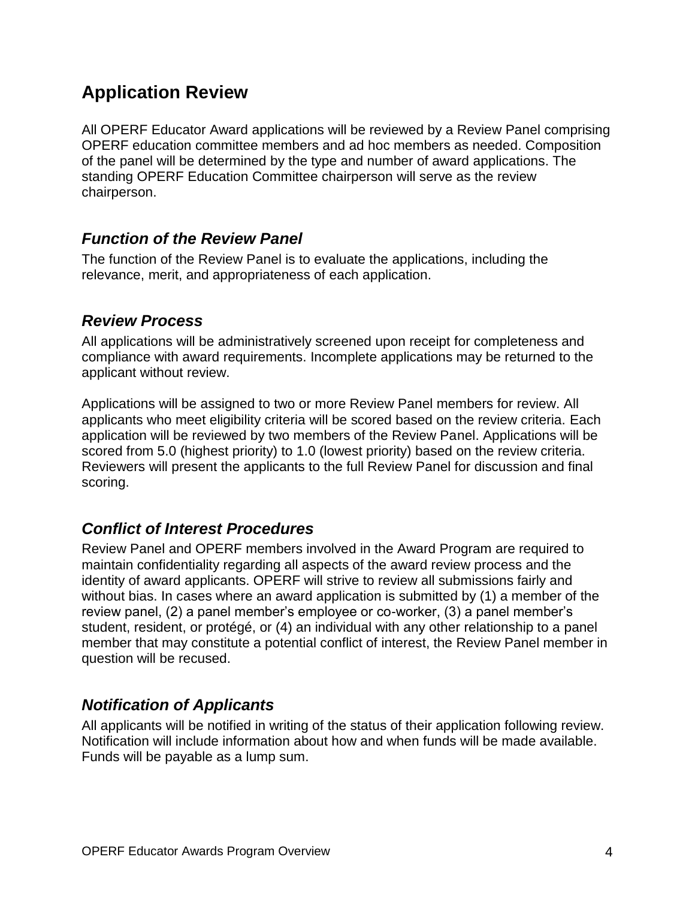## Application Review

All OPERF Educator Award applications will be reviewed by a Review Panel comprising OPERF education committee members and ad hoc members as needed. Composition of the panel will be determined by the type and number of award applications. The standing OPERF Education Committee chairperson will serve as the review chairperson.

### *Function of the Review Panel*

The function of the Review Panel is to evaluate the applications, including the relevance, merit, and appropriateness of each application.

### *Review Process*

All applications will be administratively screened upon receipt for completeness and compliance with award requirements. Incomplete applications may be returned to the applicant without review.

Applications will be assigned to two or more Review Panel members for review. All applicants who meet eligibility criteria will be scored based on the review criteria. Each application will be reviewed by two members of the Review Panel. Applications will be scored from 5.0 (highest priority) to 1.0 (lowest priority) based on the review criteria. Reviewers will present the applicants to the full Review Panel for discussion and final scoring.

### *Conflict of Interest Procedures*

Review Panel and OPERF members involved in the Award Program are required to maintain confidentiality regarding all aspects of the award review process and the identity of award applicants. OPERF will strive to review all submissions fairly and without bias. In cases where an award application is submitted by (1) a member of the review panel, (2) a panel member's employee or co-worker, (3) a panel member's student, resident, or protégé, or (4) an individual with any other relationship to a panel member that may constitute a potential conflict of interest, the Review Panel member in question will be recused.

### *Notification of Applicants*

All applicants will be notified in writing of the status of their application following review. Notification will include information about how and when funds will be made available. Funds will be payable as a lump sum.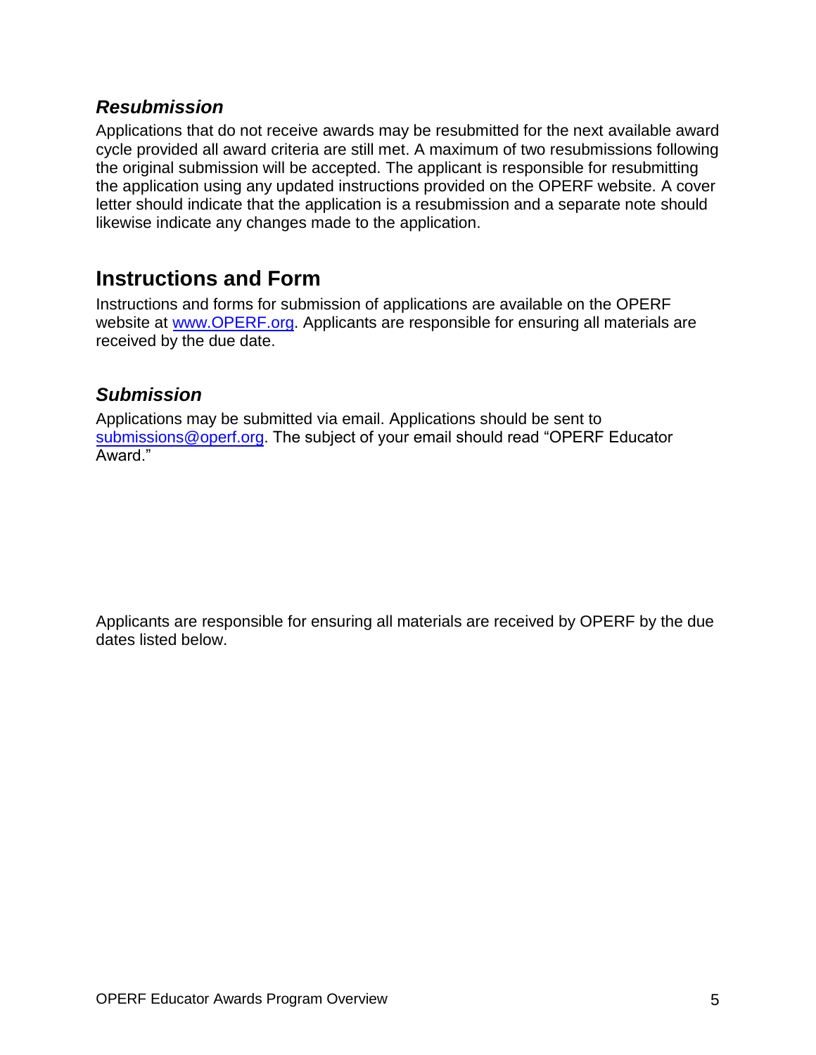### *Resubmission*

Applications that do not receive awards may be resubmitted for the next available award cycle provided all award criteria are still met. A maximum of two resubmissions following the original submission will be accepted. The applicant is responsible for resubmitting the application using any updated instructions provided on the OPERF website. A cover letter should indicate that the application is a resubmission and a separate note should likewise indicate any changes made to the application.

## Instructions and Form

Instructions and forms for submission of applications are available on the OPERF website at [www.OPERF.org](http://www.OPERF.org). Applicants are responsible for ensuring all materials are received by the due date.

### *Submission*

Applications may be submitted via email. Applications should be sent to [submissions@operf.org](mailto:submissions@operf.org). The subject of your email should read "OPERF Educator Award."

Applicants are responsible for ensuring all materials are received by OPERF by the due dates listed below.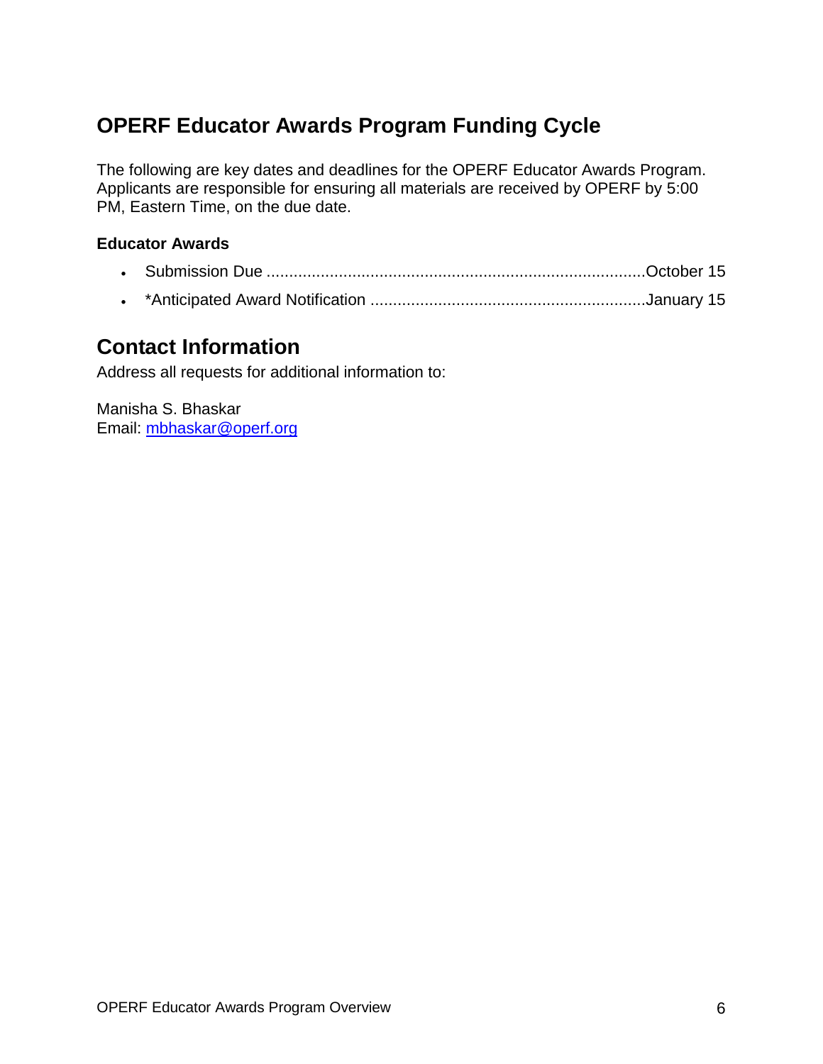## OPERF Educator Awards Program Funding Cycle

The following are key dates and deadlines for the OPERF Educator Awards Program. Applicants are responsible for ensuring all materials are received by OPERF by 5:00 PM, Eastern Time, on the due date.

### Educator Awards

- Submission Due ....................................................................................October 15
- *Anticipated Award Notification .............................................................January 15

## Contact Information

Address all requests for additional information to:

Manisha S. Bhaskar
Email: mbhaskar@operf.org